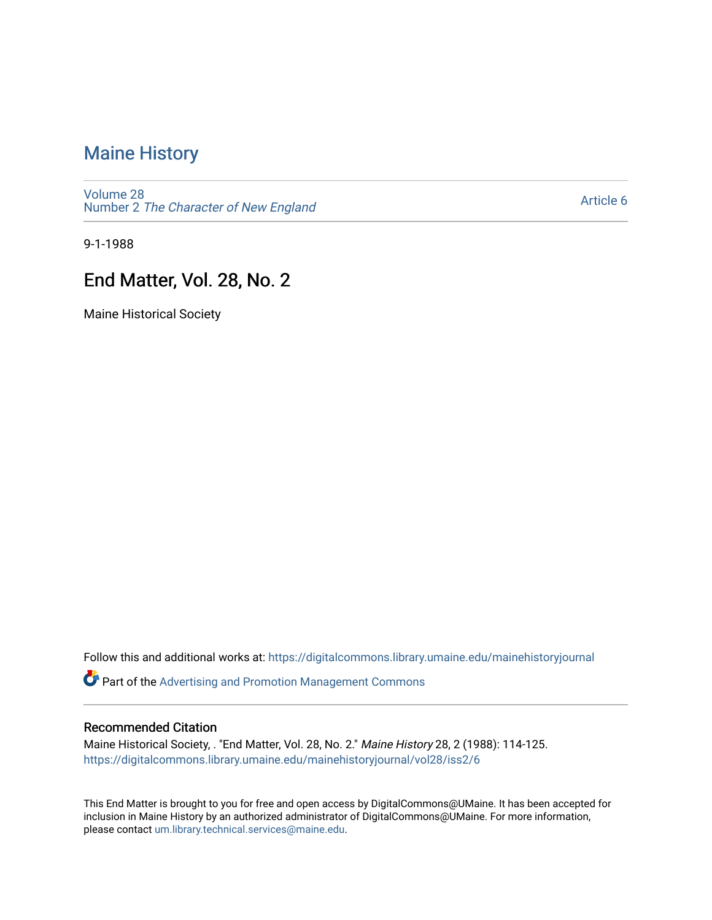# Maine History

Volume 28
Number 2 *The Character of New England*

Article 6

9-1-1988

## End Matter, Vol. 28, No. 2

Maine Historical Society

Follow this and additional works at: https://digitalcommons.library.umaine.edu/mainehistoryjournal

Part of the Advertising and Promotion Management Commons

### Recommended Citation

Maine Historical Society, . "End Matter, Vol. 28, No. 2." *Maine History* 28, 2 (1988): 114-125. https://digitalcommons.library.umaine.edu/mainehistoryjournal/vol28/iss2/6

This End Matter is brought to you for free and open access by DigitalCommons@UMaine. It has been accepted for inclusion in Maine History by an authorized administrator of DigitalCommons@UMaine. For more information, please contact um.library.technical.services@maine.edu.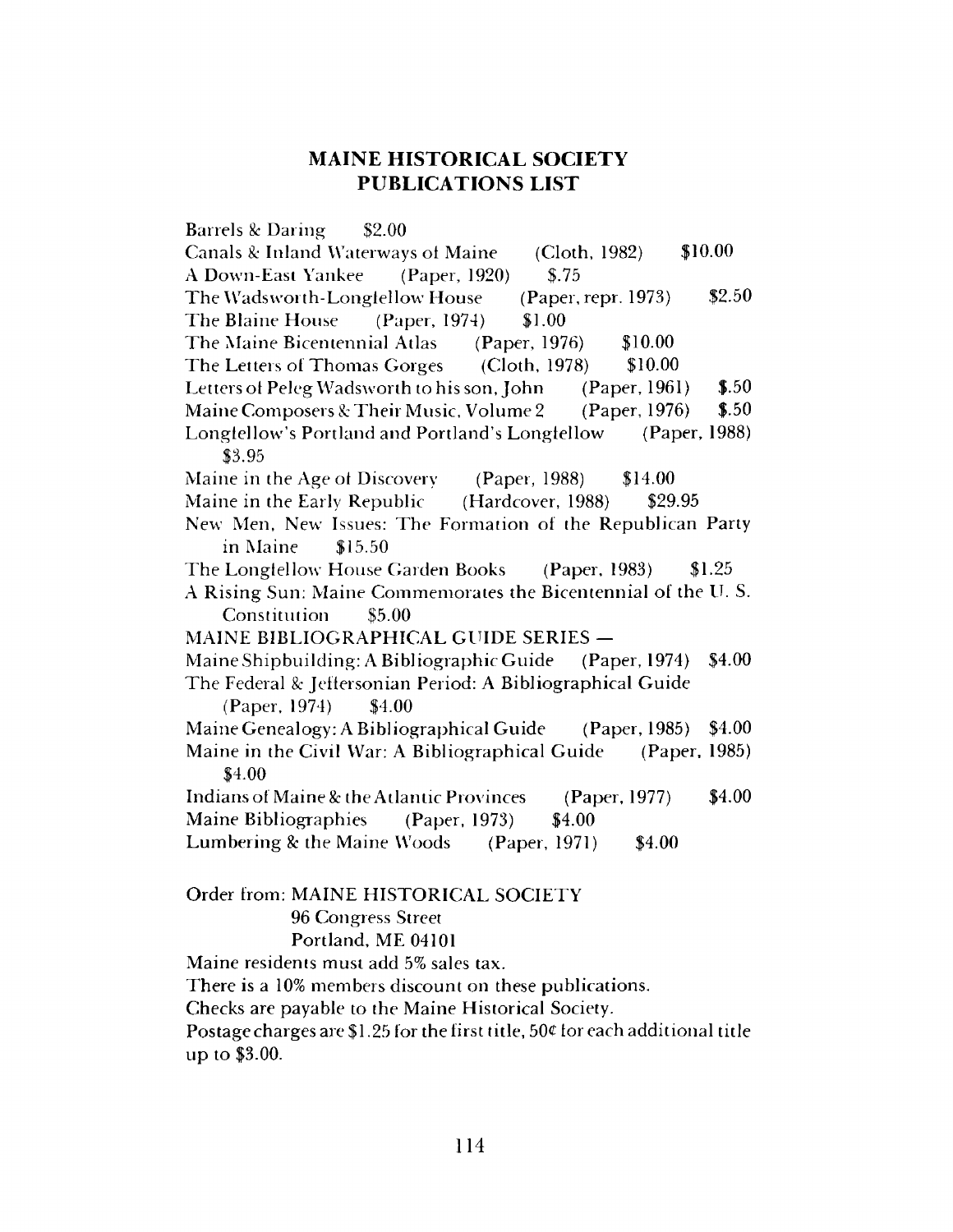## MAINE HISTORICAL SOCIETY
## PUBLICATIONS LIST

Barrels & Daring $2.00
Canals & Inland Waterways of Maine (Cloth, 1982) $10.00
A Down-East Yankee (Paper, 1920) $.75
The Wadsworth-Longfellow House (Paper, repr. 1973) $2.50
The Blaine House (Paper, 1974) $1.00
The Maine Bicentennial Atlas (Paper, 1976) $10.00
The Letters of Thomas Gorges (Cloth, 1978) $10.00
Letters of Peleg Wadsworth to his son, John (Paper, 1961) $.50
Maine Composers & Their Music, Volume 2 (Paper, 1976) $.50
Longfellow's Portland and Portland's Longfellow (Paper, 1988) $3.95
Maine in the Age of Discovery (Paper, 1988) $14.00
Maine in the Early Republic (Hardcover, 1988) $29.95
New Men, New Issues: The Formation of the Republican Party in Maine $15.50
The Longfellow House Garden Books (Paper, 1983) $1.25
A Rising Sun: Maine Commemorates the Bicentennial of the U. S. Constitution $5.00
MAINE BIBLIOGRAPHICAL GUIDE SERIES —
Maine Shipbuilding: A Bibliographic Guide (Paper, 1974) $4.00
The Federal & Jeffersonian Period: A Bibliographical Guide (Paper, 1974) $4.00
Maine Genealogy: A Bibliographical Guide (Paper, 1985) $4.00
Maine in the Civil War: A Bibliographical Guide (Paper, 1985) $4.00
Indians of Maine & the Atlantic Provinces (Paper, 1977) $4.00
Maine Bibliographies (Paper, 1973) $4.00
Lumbering & the Maine Woods (Paper, 1971) $4.00

Order from: MAINE HISTORICAL SOCIETY
96 Congress Street
Portland, ME 04101

Maine residents must add 5% sales tax.
There is a 10% members discount on these publications.
Checks are payable to the Maine Historical Society.
Postage charges are $1.25 for the first title, 50¢ for each additional title up to $3.00.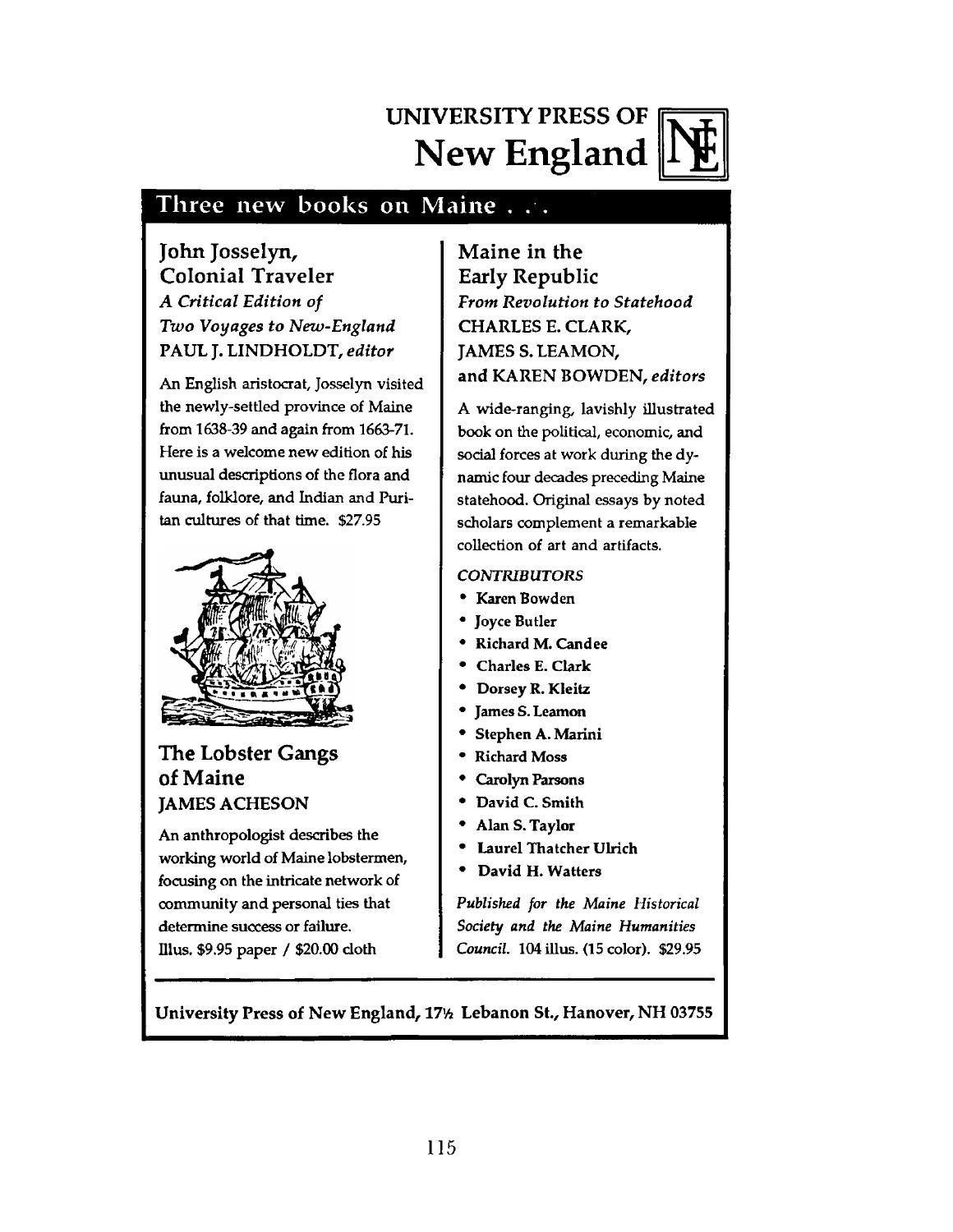# UNIVERSITY PRESS OF New England

## Three new books on Maine . . .

### John Josselyn, Colonial Traveler

*A Critical Edition of Two Voyages to New-England*

PAUL J. LINDHOLDT, *editor*

An English aristocrat, Josselyn visited the newly-settled province of Maine from 1638-39 and again from 1663-71. Here is a welcome new edition of his unusual descriptions of the flora and fauna, folklore, and Indian and Puritan cultures of that time. $27.95

### The Lobster Gangs of Maine

JAMES ACHESON

An anthropologist describes the working world of Maine lobstermen, focusing on the intricate network of community and personal ties that determine success or failure.
Illus. $9.95 paper / $20.00 cloth

### Maine in the Early Republic

*From Revolution to Statehood*

CHARLES E. CLARK, JAMES S. LEAMON, and KAREN BOWDEN, *editors*

A wide-ranging, lavishly illustrated book on the political, economic, and social forces at work during the dynamic four decades preceding Maine statehood. Original essays by noted scholars complement a remarkable collection of art and artifacts.

*CONTRIBUTORS*

- Karen Bowden
- Joyce Butler
- Richard M. Candee
- Charles E. Clark
- Dorsey R. Kleitz
- James S. Leamon
- Stephen A. Marini
- Richard Moss
- Carolyn Parsons
- David C. Smith
- Alan S. Taylor
- Laurel Thatcher Ulrich
- David H. Watters

*Published for the Maine Historical Society and the Maine Humanities Council.* 104 illus. (15 color). $29.95

**University Press of New England, 17½ Lebanon St., Hanover, NH 03755**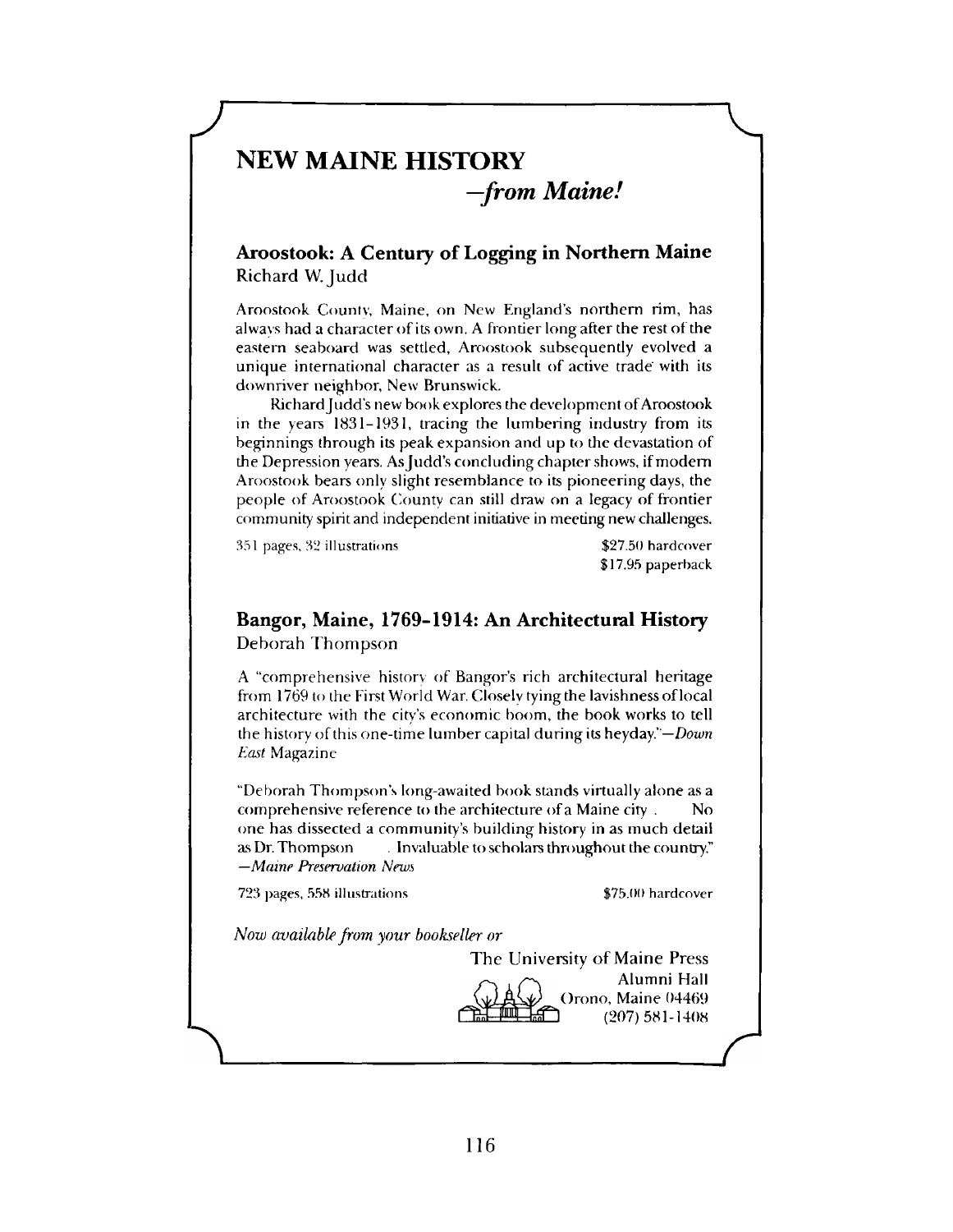# NEW MAINE HISTORY

## *—from Maine!*

### Aroostook: A Century of Logging in Northern Maine

Richard W. Judd

Aroostook County, Maine, on New England's northern rim, has always had a character of its own. A frontier long after the rest of the eastern seaboard was settled, Aroostook subsequently evolved a unique international character as a result of active trade with its downriver neighbor, New Brunswick.

Richard Judd's new book explores the development of Aroostook in the years 1831–1931, tracing the lumbering industry from its beginnings through its peak expansion and up to the devastation of the Depression years. As Judd's concluding chapter shows, if modern Aroostook bears only slight resemblance to its pioneering days, the people of Aroostook County can still draw on a legacy of frontier community spirit and independent initiative in meeting new challenges.

351 pages, 32 illustrations — $27.50 hardcover, $17.95 paperback

### Bangor, Maine, 1769-1914: An Architectural History

Deborah Thompson

A "comprehensive history of Bangor's rich architectural heritage from 1769 to the First World War. Closely tying the lavishness of local architecture with the city's economic boom, the book works to tell the history of this one-time lumber capital during its heyday."—*Down East* Magazine

"Deborah Thompson's long-awaited book stands virtually alone as a comprehensive reference to the architecture of a Maine city . No one has dissected a community's building history in as much detail as Dr. Thompson . Invaluable to scholars throughout the country." —*Maine Preservation News*

723 pages, 558 illustrations — $75.00 hardcover

*Now available from your bookseller or*

The University of Maine Press
Alumni Hall
Orono, Maine 04469
(207) 581-1408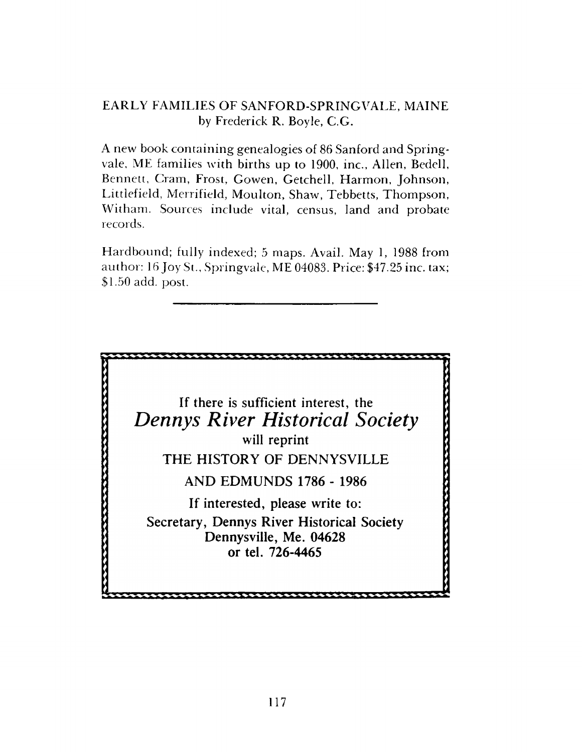## EARLY FAMILIES OF SANFORD-SPRINGVALE, MAINE

by Frederick R. Boyle, C.G.

A new book containing genealogies of 86 Sanford and Springvale, ME families with births up to 1900, inc., Allen, Bedell, Bennett, Cram, Frost, Gowen, Getchell, Harmon, Johnson, Littlefield, Merrifield, Moulton, Shaw, Tebbetts, Thompson, Witham. Sources include vital, census, land and probate records.

Hardbound; fully indexed; 5 maps. Avail. May 1, 1988 from author: 16 Joy St., Springvale, ME 04083. Price: $47.25 inc. tax; $1.50 add. post.

---

**If there is sufficient interest, the**

***Dennys River Historical Society***

**will reprint**

**THE HISTORY OF DENNYSVILLE**

**AND EDMUNDS 1786 - 1986**

**If interested, please write to:**

**Secretary, Dennys River Historical Society**
**Dennysville, Me. 04628**
**or tel. 726-4465**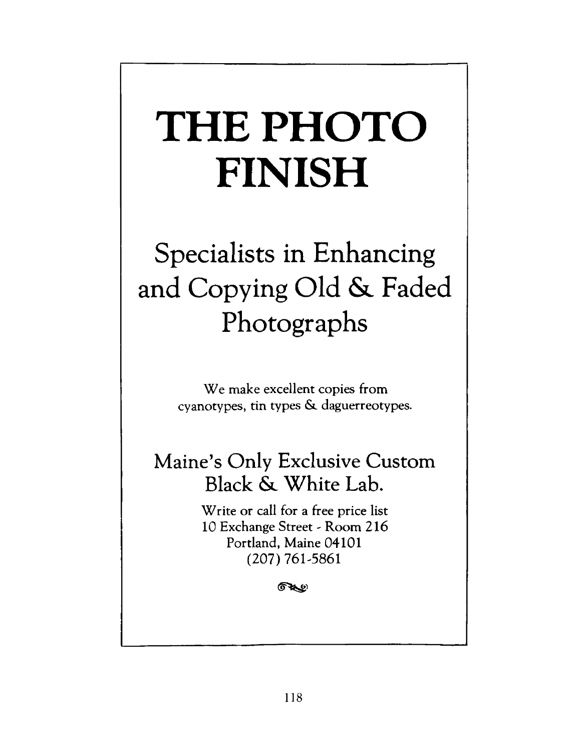# THE PHOTO FINISH

## Specialists in Enhancing and Copying Old & Faded Photographs

We make excellent copies from cyanotypes, tin types & daguerreotypes.

## Maine's Only Exclusive Custom Black & White Lab.

Write or call for a free price list
10 Exchange Street - Room 216
Portland, Maine 04101
(207) 761-5861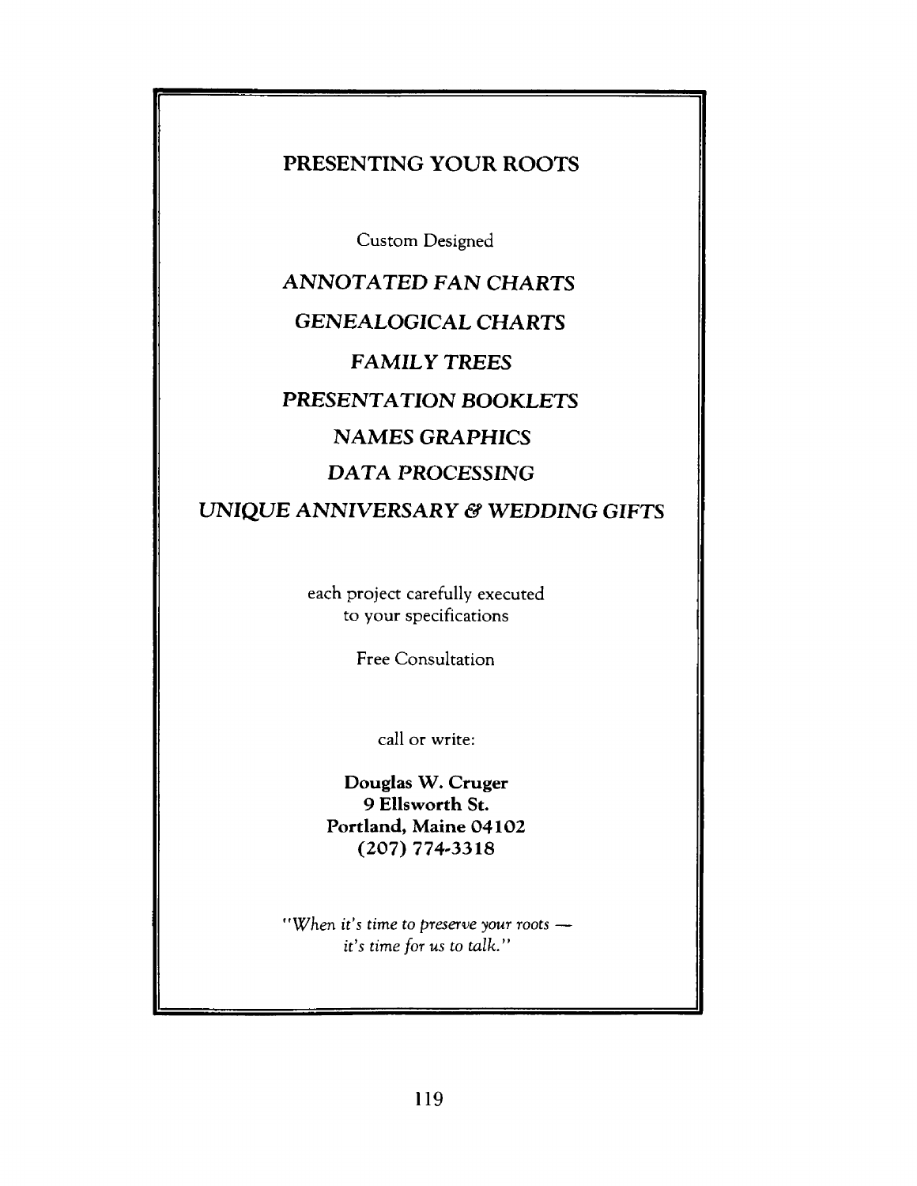## PRESENTING YOUR ROOTS

Custom Designed

*ANNOTATED FAN CHARTS*

*GENEALOGICAL CHARTS*

*FAMILY TREES*

*PRESENTATION BOOKLETS*

*NAMES GRAPHICS*

*DATA PROCESSING*

*UNIQUE ANNIVERSARY & WEDDING GIFTS*

each project carefully executed
to your specifications

Free Consultation

call or write:

**Douglas W. Cruger**
**9 Ellsworth St.**
**Portland, Maine 04102**
**(207) 774-3318**

*"When it's time to preserve your roots —*
*it's time for us to talk."*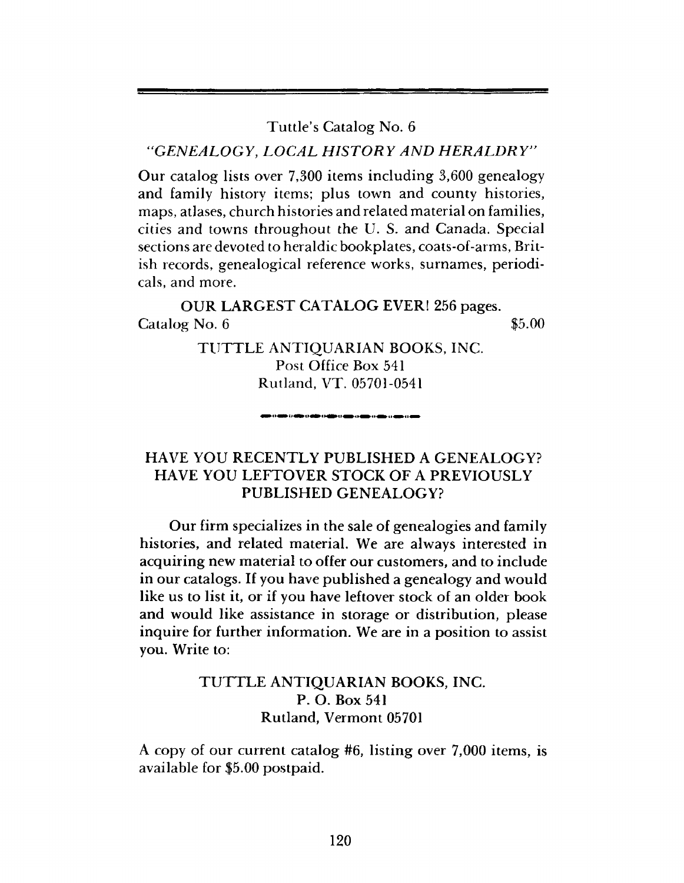Tuttle's Catalog No. 6

*"GENEALOGY, LOCAL HISTORY AND HERALDRY"*

Our catalog lists over 7,300 items including 3,600 genealogy and family history items; plus town and county histories, maps, atlases, church histories and related material on families, cities and towns throughout the U. S. and Canada. Special sections are devoted to heraldic bookplates, coats-of-arms, British records, genealogical reference works, surnames, periodicals, and more.

**OUR LARGEST CATALOG EVER! 256 pages.**

Catalog No. 6 $5.00

TUTTLE ANTIQUARIAN BOOKS, INC.
Post Office Box 541
Rutland, VT. 05701-0541

---

**HAVE YOU RECENTLY PUBLISHED A GENEALOGY? HAVE YOU LEFTOVER STOCK OF A PREVIOUSLY PUBLISHED GENEALOGY?**

Our firm specializes in the sale of genealogies and family histories, and related material. We are always interested in acquiring new material to offer our customers, and to include in our catalogs. If you have published a genealogy and would like us to list it, or if you have leftover stock of an older book and would like assistance in storage or distribution, please inquire for further information. We are in a position to assist you. Write to:

TUTTLE ANTIQUARIAN BOOKS, INC.
P. O. Box 541
Rutland, Vermont 05701

A copy of our current catalog #6, listing over 7,000 items, is available for $5.00 postpaid.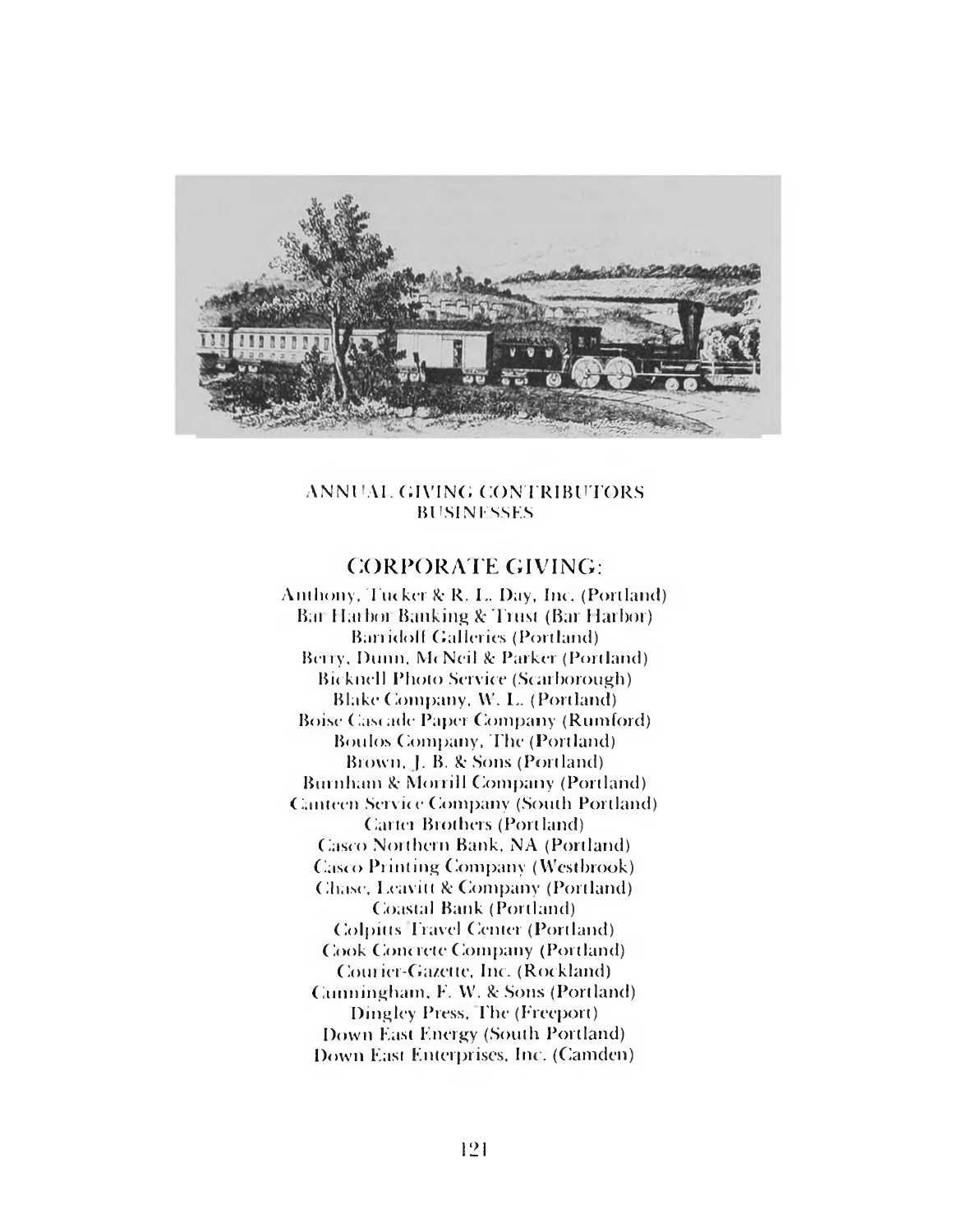ANNUAL GIVING CONTRIBUTORS
BUSINESSES

## CORPORATE GIVING:

Anthony, Tucker & R. L. Day, Inc. (Portland)
Bar Harbor Banking & Trust (Bar Harbor)
Barridoff Galleries (Portland)
Berry, Dunn, McNeil & Parker (Portland)
Bicknell Photo Service (Scarborough)
Blake Company, W. L. (Portland)
Boise Cascade Paper Company (Rumford)
Boulos Company, The (Portland)
Brown, J. B. & Sons (Portland)
Burnham & Morrill Company (Portland)
Canteen Service Company (South Portland)
Carter Brothers (Portland)
Casco Northern Bank, NA (Portland)
Casco Printing Company (Westbrook)
Chase, Leavitt & Company (Portland)
Coastal Bank (Portland)
Colpitts Travel Center (Portland)
Cook Concrete Company (Portland)
Courier-Gazette, Inc. (Rockland)
Cunningham, F. W. & Sons (Portland)
Dingley Press, The (Freeport)
Down East Energy (South Portland)
Down East Enterprises, Inc. (Camden)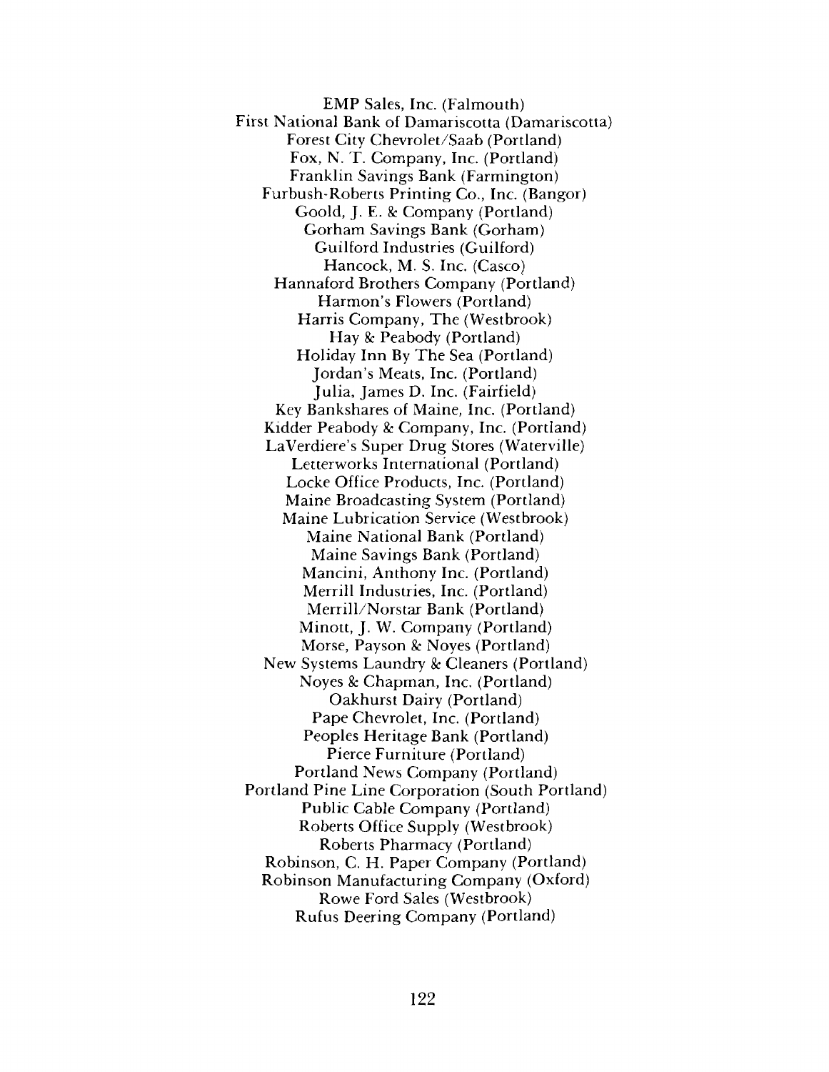EMP Sales, Inc. (Falmouth)
First National Bank of Damariscotta (Damariscotta)
Forest City Chevrolet/Saab (Portland)
Fox, N. T. Company, Inc. (Portland)
Franklin Savings Bank (Farmington)
Furbush-Roberts Printing Co., Inc. (Bangor)
Goold, J. E. & Company (Portland)
Gorham Savings Bank (Gorham)
Guilford Industries (Guilford)
Hancock, M. S. Inc. (Casco)
Hannaford Brothers Company (Portland)
Harmon's Flowers (Portland)
Harris Company, The (Westbrook)
Hay & Peabody (Portland)
Holiday Inn By The Sea (Portland)
Jordan's Meats, Inc. (Portland)
Julia, James D. Inc. (Fairfield)
Key Bankshares of Maine, Inc. (Portland)
Kidder Peabody & Company, Inc. (Portland)
LaVerdiere's Super Drug Stores (Waterville)
Letterworks International (Portland)
Locke Office Products, Inc. (Portland)
Maine Broadcasting System (Portland)
Maine Lubrication Service (Westbrook)
Maine National Bank (Portland)
Maine Savings Bank (Portland)
Mancini, Anthony Inc. (Portland)
Merrill Industries, Inc. (Portland)
Merrill/Norstar Bank (Portland)
Minott, J. W. Company (Portland)
Morse, Payson & Noyes (Portland)
New Systems Laundry & Cleaners (Portland)
Noyes & Chapman, Inc. (Portland)
Oakhurst Dairy (Portland)
Pape Chevrolet, Inc. (Portland)
Peoples Heritage Bank (Portland)
Pierce Furniture (Portland)
Portland News Company (Portland)
Portland Pine Line Corporation (South Portland)
Public Cable Company (Portland)
Roberts Office Supply (Westbrook)
Roberts Pharmacy (Portland)
Robinson, C. H. Paper Company (Portland)
Robinson Manufacturing Company (Oxford)
Rowe Ford Sales (Westbrook)
Rufus Deering Company (Portland)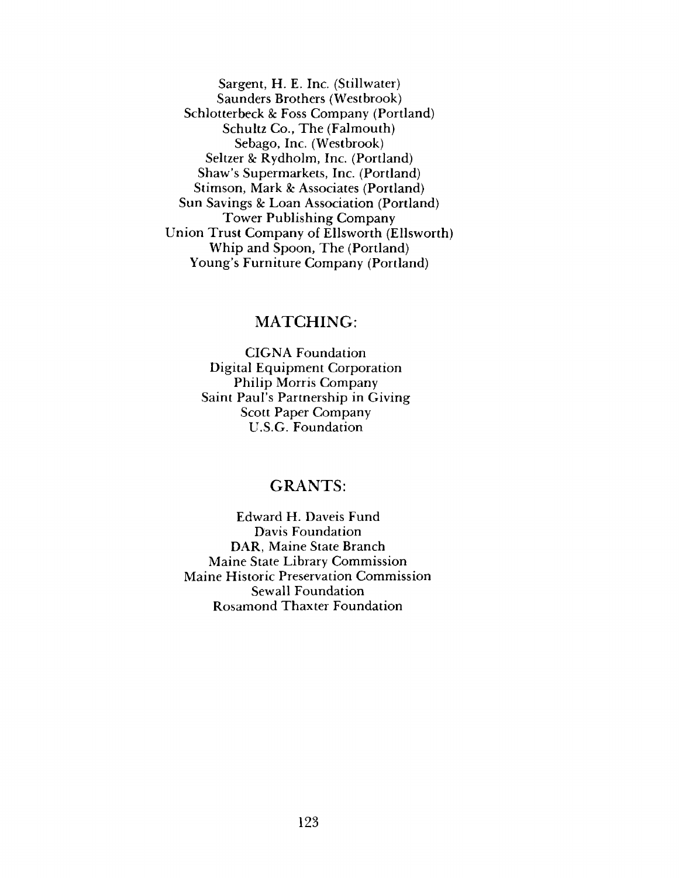Sargent, H. E. Inc. (Stillwater)
Saunders Brothers (Westbrook)
Schlotterbeck & Foss Company (Portland)
Schultz Co., The (Falmouth)
Sebago, Inc. (Westbrook)
Seltzer & Rydholm, Inc. (Portland)
Shaw's Supermarkets, Inc. (Portland)
Stimson, Mark & Associates (Portland)
Sun Savings & Loan Association (Portland)
Tower Publishing Company
Union Trust Company of Ellsworth (Ellsworth)
Whip and Spoon, The (Portland)
Young's Furniture Company (Portland)

## MATCHING:

CIGNA Foundation
Digital Equipment Corporation
Philip Morris Company
Saint Paul's Partnership in Giving
Scott Paper Company
U.S.G. Foundation

## GRANTS:

Edward H. Daveis Fund
Davis Foundation
DAR, Maine State Branch
Maine State Library Commission
Maine Historic Preservation Commission
Sewall Foundation
Rosamond Thaxter Foundation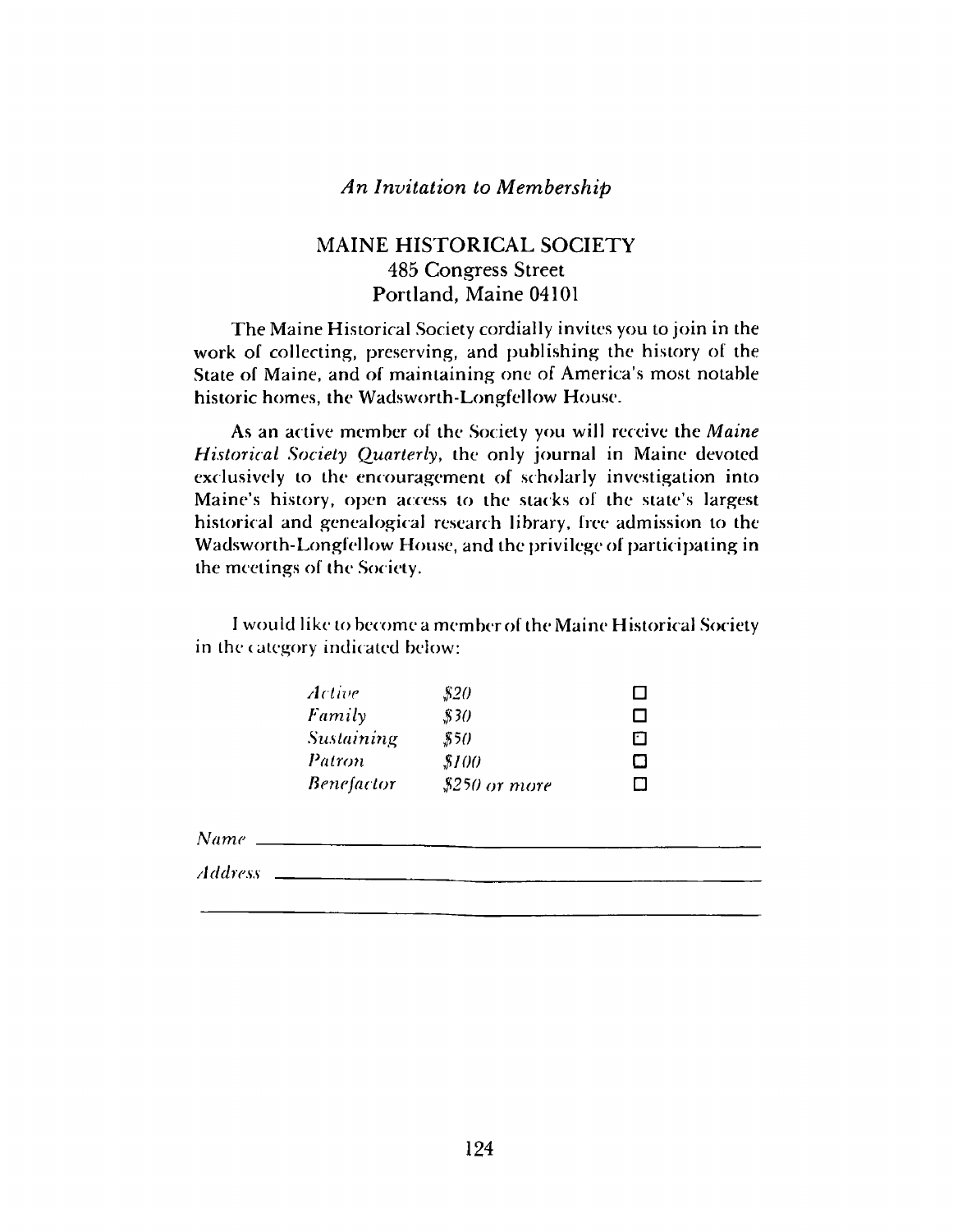*An Invitation to Membership*

# MAINE HISTORICAL SOCIETY

485 Congress Street
Portland, Maine 04101

The Maine Historical Society cordially invites you to join in the work of collecting, preserving, and publishing the history of the State of Maine, and of maintaining one of America's most notable historic homes, the Wadsworth-Longfellow House.

As an active member of the Society you will receive the *Maine Historical Society Quarterly*, the only journal in Maine devoted exclusively to the encouragement of scholarly investigation into Maine's history, open access to the stacks of the state's largest historical and genealogical research library, free admission to the Wadsworth-Longfellow House, and the privilege of participating in the meetings of the Society.

I would like to become a member of the Maine Historical Society in the category indicated below:

| | | |
|---|---|---|
| *Active* | *$20* | ☐ |
| *Family* | *$30* | ☐ |
| *Sustaining* | *$50* | ☐ |
| *Patron* | *$100* | ☐ |
| *Benefactor* | *$250 or more* | ☐ |

*Name* ______________________________________________

*Address* ____________________________________________

_____________________________________________________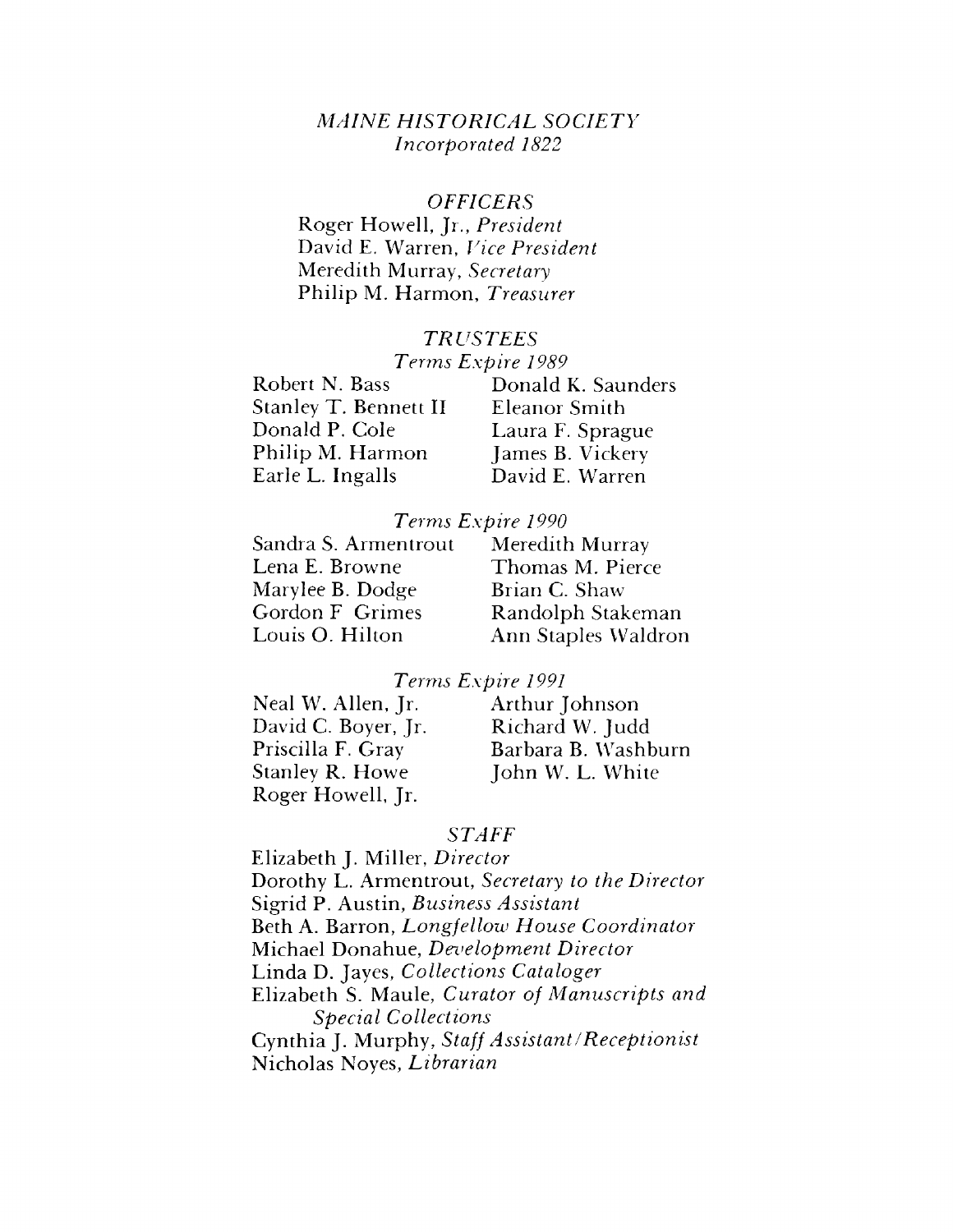*MAINE HISTORICAL SOCIETY*
*Incorporated 1822*

## *OFFICERS*

Roger Howell, Jr., *President*
David E. Warren, *Vice President*
Meredith Murray, *Secretary*
Philip M. Harmon, *Treasurer*

## *TRUSTEES*

### *Terms Expire 1989*

| | |
|---|---|
| Robert N. Bass | Donald K. Saunders |
| Stanley T. Bennett II | Eleanor Smith |
| Donald P. Cole | Laura F. Sprague |
| Philip M. Harmon | James B. Vickery |
| Earle L. Ingalls | David E. Warren |

### *Terms Expire 1990*

| | |
|---|---|
| Sandra S. Armentrout | Meredith Murray |
| Lena E. Browne | Thomas M. Pierce |
| Marylee B. Dodge | Brian C. Shaw |
| Gordon F Grimes | Randolph Stakeman |
| Louis O. Hilton | Ann Staples Waldron |

### *Terms Expire 1991*

| | |
|---|---|
| Neal W. Allen, Jr. | Arthur Johnson |
| David C. Boyer, Jr. | Richard W. Judd |
| Priscilla F. Gray | Barbara B. Washburn |
| Stanley R. Howe | John W. L. White |
| Roger Howell, Jr. | |

## *STAFF*

Elizabeth J. Miller, *Director*
Dorothy L. Armentrout, *Secretary to the Director*
Sigrid P. Austin, *Business Assistant*
Beth A. Barron, *Longfellow House Coordinator*
Michael Donahue, *Development Director*
Linda D. Jayes, *Collections Cataloger*
Elizabeth S. Maule, *Curator of Manuscripts and Special Collections*
Cynthia J. Murphy, *Staff Assistant/Receptionist*
Nicholas Noyes, *Librarian*